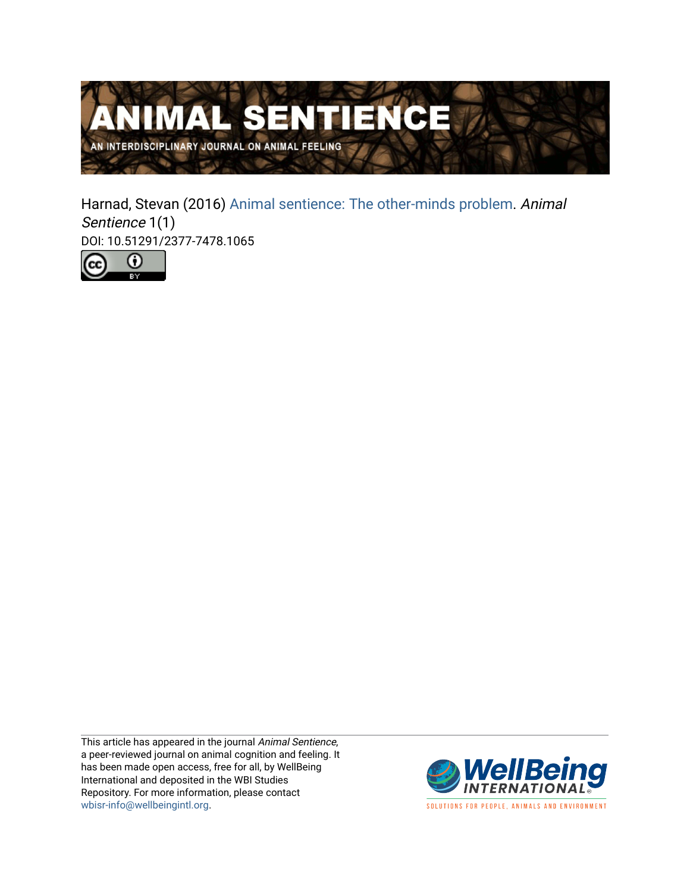# ANIMAL SENTIENCE

AN INTERDISCIPLINARY JOURNAL ON ANIMAL FEELING

Harnad, Stevan (2016) Animal sentience: The other-minds problem. *Animal Sentience* 1(1)

DOI: 10.51291/2377-7478.1065

This article has appeared in the journal *Animal Sentience*, a peer-reviewed journal on animal cognition and feeling. It has been made open access, free for all, by WellBeing International and deposited in the WBI Studies Repository. For more information, please contact wbisr-info@wellbeingintl.org.

WellBeing INTERNATIONAL

SOLUTIONS FOR PEOPLE, ANIMALS AND ENVIRONMENT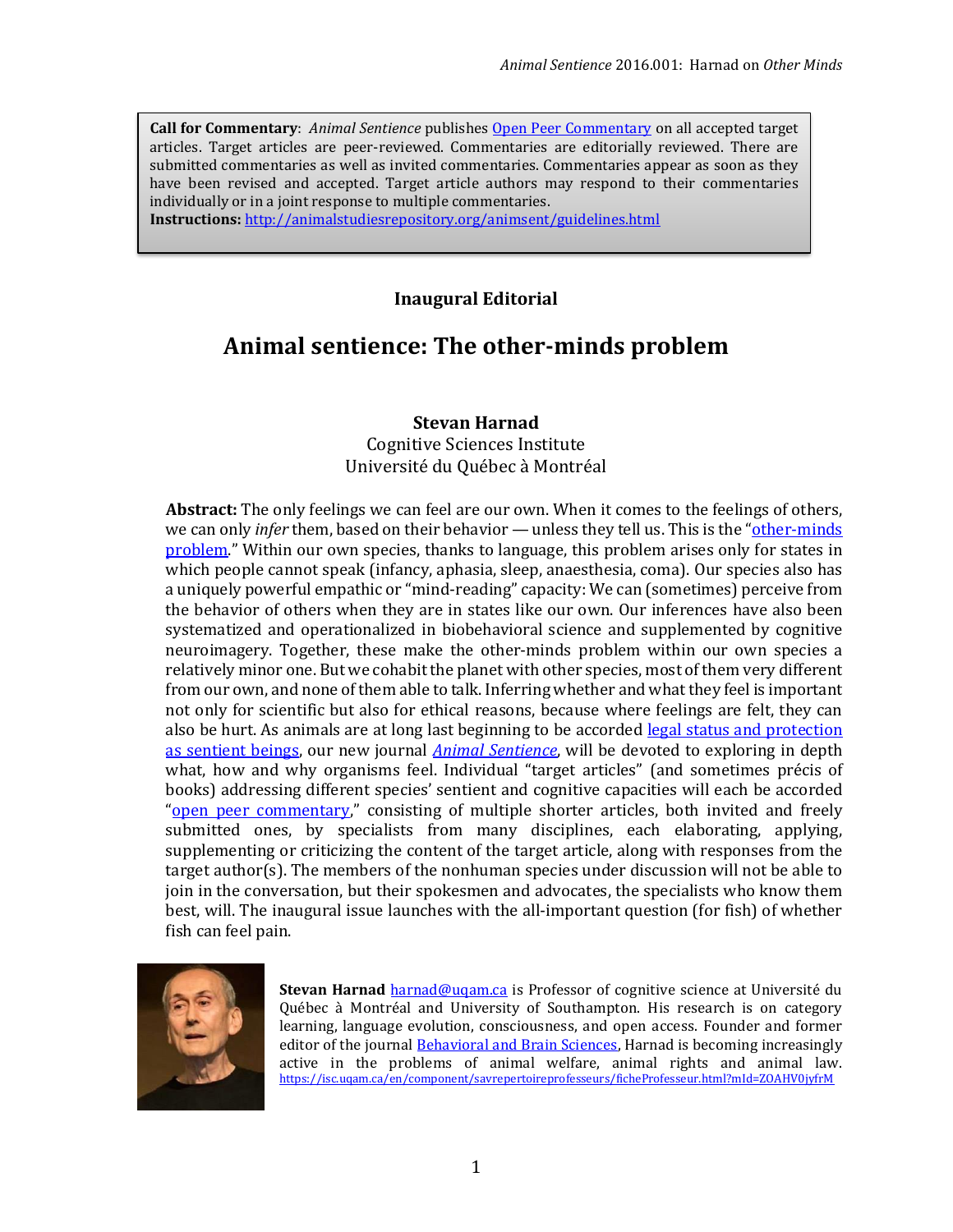**Call for Commentary**: *Animal Sentience* publishes Open Peer Commentary on all accepted target articles. Target articles are peer-reviewed. Commentaries are editorially reviewed. There are submitted commentaries as well as invited commentaries. Commentaries appear as soon as they have been revised and accepted. Target article authors may respond to their commentaries individually or in a joint response to multiple commentaries.
**Instructions:** http://animalstudiesrepository.org/animsent/guidelines.html

**Inaugural Editorial**

# Animal sentience: The other-minds problem

**Stevan Harnad**
Cognitive Sciences Institute
Université du Québec à Montréal

**Abstract:** The only feelings we can feel are our own. When it comes to the feelings of others, we can only *infer* them, based on their behavior — unless they tell us. This is the "other-minds problem." Within our own species, thanks to language, this problem arises only for states in which people cannot speak (infancy, aphasia, sleep, anaesthesia, coma). Our species also has a uniquely powerful empathic or "mind-reading" capacity: We can (sometimes) perceive from the behavior of others when they are in states like our own. Our inferences have also been systematized and operationalized in biobehavioral science and supplemented by cognitive neuroimagery. Together, these make the other-minds problem within our own species a relatively minor one. But we cohabit the planet with other species, most of them very different from our own, and none of them able to talk. Inferring whether and what they feel is important not only for scientific but also for ethical reasons, because where feelings are felt, they can also be hurt. As animals are at long last beginning to be accorded legal status and protection as sentient beings, our new journal *Animal Sentience*, will be devoted to exploring in depth what, how and why organisms feel. Individual "target articles" (and sometimes précis of books) addressing different species' sentient and cognitive capacities will each be accorded "open peer commentary," consisting of multiple shorter articles, both invited and freely submitted ones, by specialists from many disciplines, each elaborating, applying, supplementing or criticizing the content of the target article, along with responses from the target author(s). The members of the nonhuman species under discussion will not be able to join in the conversation, but their spokesmen and advocates, the specialists who know them best, will. The inaugural issue launches with the all-important question (for fish) of whether fish can feel pain.

**Stevan Harnad** harnad@uqam.ca is Professor of cognitive science at Université du Québec à Montréal and University of Southampton. His research is on category learning, language evolution, consciousness, and open access. Founder and former editor of the journal Behavioral and Brain Sciences, Harnad is becoming increasingly active in the problems of animal welfare, animal rights and animal law. https://isc.uqam.ca/en/component/savrepertoireprofesseurs/ficheProfesseur.html?mId=ZOAHV0jyfrM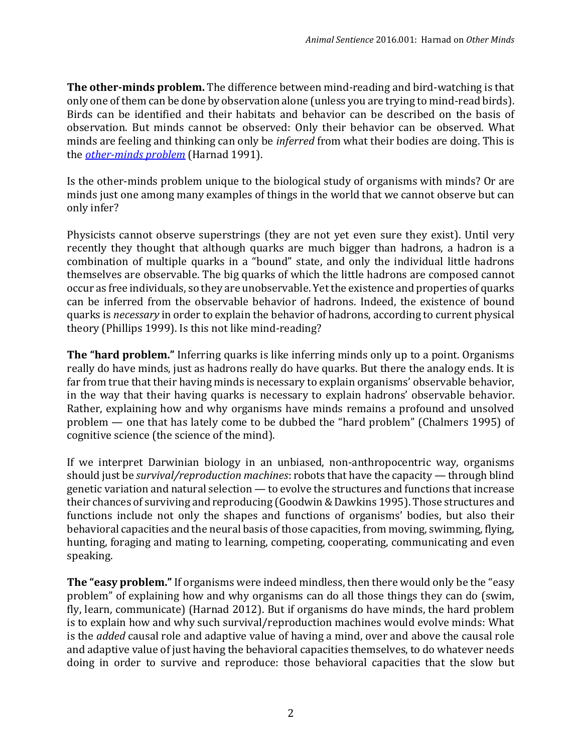**The other-minds problem.** The difference between mind-reading and bird-watching is that only one of them can be done by observation alone (unless you are trying to mind-read birds). Birds can be identified and their habitats and behavior can be described on the basis of observation. But minds cannot be observed: Only their behavior can be observed. What minds are feeling and thinking can only be *inferred* from what their bodies are doing. This is the *other-minds problem* (Harnad 1991).

Is the other-minds problem unique to the biological study of organisms with minds? Or are minds just one among many examples of things in the world that we cannot observe but can only infer?

Physicists cannot observe superstrings (they are not yet even sure they exist). Until very recently they thought that although quarks are much bigger than hadrons, a hadron is a combination of multiple quarks in a "bound" state, and only the individual little hadrons themselves are observable. The big quarks of which the little hadrons are composed cannot occur as free individuals, so they are unobservable. Yet the existence and properties of quarks can be inferred from the observable behavior of hadrons. Indeed, the existence of bound quarks is *necessary* in order to explain the behavior of hadrons, according to current physical theory (Phillips 1999). Is this not like mind-reading?

**The "hard problem."** Inferring quarks is like inferring minds only up to a point. Organisms really do have minds, just as hadrons really do have quarks. But there the analogy ends. It is far from true that their having minds is necessary to explain organisms' observable behavior, in the way that their having quarks is necessary to explain hadrons' observable behavior. Rather, explaining how and why organisms have minds remains a profound and unsolved problem — one that has lately come to be dubbed the "hard problem" (Chalmers 1995) of cognitive science (the science of the mind).

If we interpret Darwinian biology in an unbiased, non-anthropocentric way, organisms should just be *survival/reproduction machines*: robots that have the capacity — through blind genetic variation and natural selection — to evolve the structures and functions that increase their chances of surviving and reproducing (Goodwin & Dawkins 1995). Those structures and functions include not only the shapes and functions of organisms' bodies, but also their behavioral capacities and the neural basis of those capacities, from moving, swimming, flying, hunting, foraging and mating to learning, competing, cooperating, communicating and even speaking.

**The "easy problem."** If organisms were indeed mindless, then there would only be the "easy problem" of explaining how and why organisms can do all those things they can do (swim, fly, learn, communicate) (Harnad 2012). But if organisms do have minds, the hard problem is to explain how and why such survival/reproduction machines would evolve minds: What is the *added* causal role and adaptive value of having a mind, over and above the causal role and adaptive value of just having the behavioral capacities themselves, to do whatever needs doing in order to survive and reproduce: those behavioral capacities that the slow but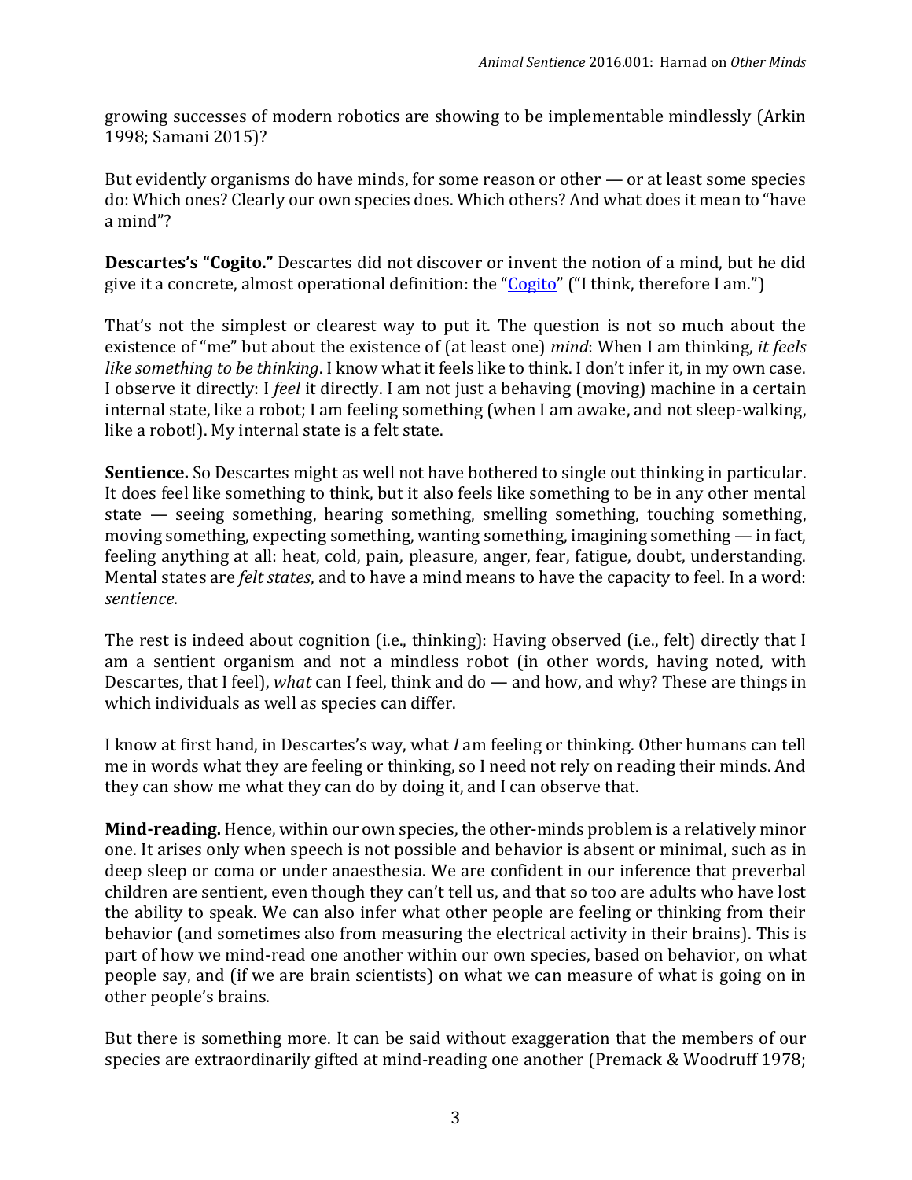growing successes of modern robotics are showing to be implementable mindlessly (Arkin 1998; Samani 2015)?

But evidently organisms do have minds, for some reason or other — or at least some species do: Which ones? Clearly our own species does. Which others? And what does it mean to "have a mind"?

**Descartes's "Cogito."** Descartes did not discover or invent the notion of a mind, but he did give it a concrete, almost operational definition: the "Cogito" ("I think, therefore I am.")

That's not the simplest or clearest way to put it. The question is not so much about the existence of "me" but about the existence of (at least one) *mind*: When I am thinking, *it feels like something to be thinking*. I know what it feels like to think. I don't infer it, in my own case. I observe it directly: I *feel* it directly. I am not just a behaving (moving) machine in a certain internal state, like a robot; I am feeling something (when I am awake, and not sleep-walking, like a robot!). My internal state is a felt state.

**Sentience.** So Descartes might as well not have bothered to single out thinking in particular. It does feel like something to think, but it also feels like something to be in any other mental state — seeing something, hearing something, smelling something, touching something, moving something, expecting something, wanting something, imagining something — in fact, feeling anything at all: heat, cold, pain, pleasure, anger, fear, fatigue, doubt, understanding. Mental states are *felt states*, and to have a mind means to have the capacity to feel. In a word: *sentience*.

The rest is indeed about cognition (i.e., thinking): Having observed (i.e., felt) directly that I am a sentient organism and not a mindless robot (in other words, having noted, with Descartes, that I feel), *what* can I feel, think and do — and how, and why? These are things in which individuals as well as species can differ.

I know at first hand, in Descartes's way, what *I* am feeling or thinking. Other humans can tell me in words what they are feeling or thinking, so I need not rely on reading their minds. And they can show me what they can do by doing it, and I can observe that.

**Mind-reading.** Hence, within our own species, the other-minds problem is a relatively minor one. It arises only when speech is not possible and behavior is absent or minimal, such as in deep sleep or coma or under anaesthesia. We are confident in our inference that preverbal children are sentient, even though they can't tell us, and that so too are adults who have lost the ability to speak. We can also infer what other people are feeling or thinking from their behavior (and sometimes also from measuring the electrical activity in their brains). This is part of how we mind-read one another within our own species, based on behavior, on what people say, and (if we are brain scientists) on what we can measure of what is going on in other people's brains.

But there is something more. It can be said without exaggeration that the members of our species are extraordinarily gifted at mind-reading one another (Premack & Woodruff 1978;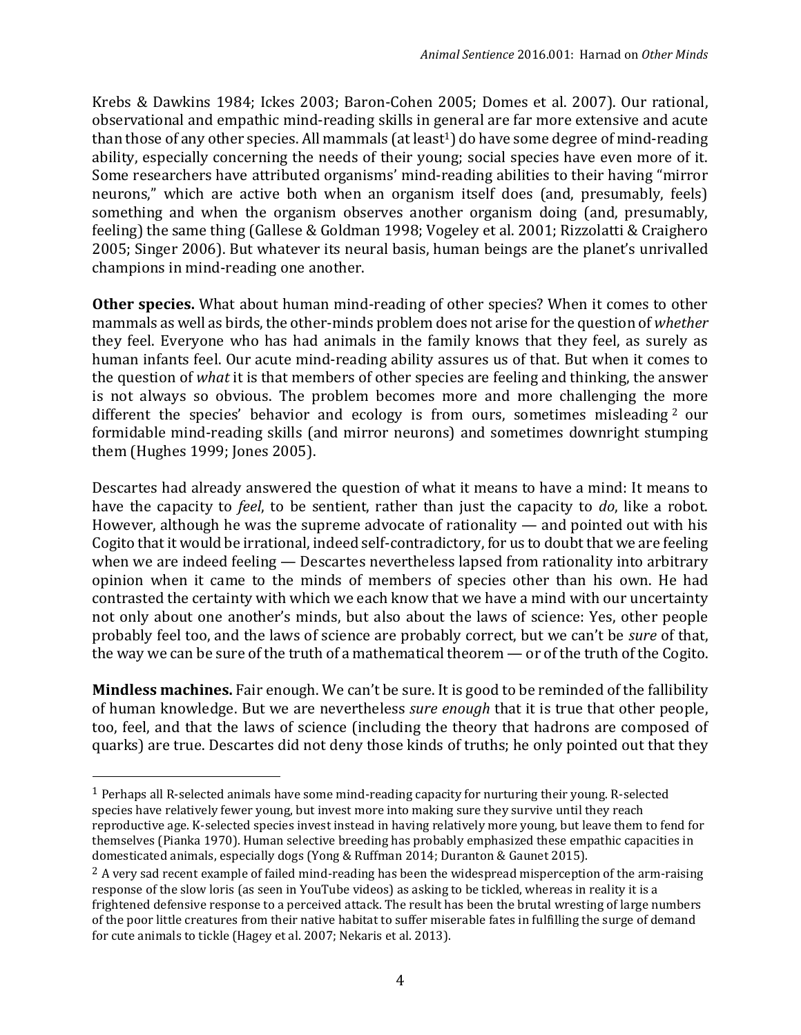Krebs & Dawkins 1984; Ickes 2003; Baron-Cohen 2005; Domes et al. 2007). Our rational, observational and empathic mind-reading skills in general are far more extensive and acute than those of any other species. All mammals (at least[1]) do have some degree of mind-reading ability, especially concerning the needs of their young; social species have even more of it. Some researchers have attributed organisms' mind-reading abilities to their having "mirror neurons," which are active both when an organism itself does (and, presumably, feels) something and when the organism observes another organism doing (and, presumably, feeling) the same thing (Gallese & Goldman 1998; Vogeley et al. 2001; Rizzolatti & Craighero 2005; Singer 2006). But whatever its neural basis, human beings are the planet's unrivalled champions in mind-reading one another.

**Other species.** What about human mind-reading of other species? When it comes to other mammals as well as birds, the other-minds problem does not arise for the question of *whether* they feel. Everyone who has had animals in the family knows that they feel, as surely as human infants feel. Our acute mind-reading ability assures us of that. But when it comes to the question of *what* it is that members of other species are feeling and thinking, the answer is not always so obvious. The problem becomes more and more challenging the more different the species' behavior and ecology is from ours, sometimes misleading[2] our formidable mind-reading skills (and mirror neurons) and sometimes downright stumping them (Hughes 1999; Jones 2005).

Descartes had already answered the question of what it means to have a mind: It means to have the capacity to *feel*, to be sentient, rather than just the capacity to *do*, like a robot. However, although he was the supreme advocate of rationality — and pointed out with his Cogito that it would be irrational, indeed self-contradictory, for us to doubt that we are feeling when we are indeed feeling — Descartes nevertheless lapsed from rationality into arbitrary opinion when it came to the minds of members of species other than his own. He had contrasted the certainty with which we each know that we have a mind with our uncertainty not only about one another's minds, but also about the laws of science: Yes, other people probably feel too, and the laws of science are probably correct, but we can't be *sure* of that, the way we can be sure of the truth of a mathematical theorem — or of the truth of the Cogito.

**Mindless machines.** Fair enough. We can't be sure. It is good to be reminded of the fallibility of human knowledge. But we are nevertheless *sure enough* that it is true that other people, too, feel, and that the laws of science (including the theory that hadrons are composed of quarks) are true. Descartes did not deny those kinds of truths; he only pointed out that they

---

[1] Perhaps all R-selected animals have some mind-reading capacity for nurturing their young. R-selected species have relatively fewer young, but invest more into making sure they survive until they reach reproductive age. K-selected species invest instead in having relatively more young, but leave them to fend for themselves (Pianka 1970). Human selective breeding has probably emphasized these empathic capacities in domesticated animals, especially dogs (Yong & Ruffman 2014; Duranton & Gaunet 2015).

[2] A very sad recent example of failed mind-reading has been the widespread misperception of the arm-raising response of the slow loris (as seen in YouTube videos) as asking to be tickled, whereas in reality it is a frightened defensive response to a perceived attack. The result has been the brutal wresting of large numbers of the poor little creatures from their native habitat to suffer miserable fates in fulfilling the surge of demand for cute animals to tickle (Hagey et al. 2007; Nekaris et al. 2013).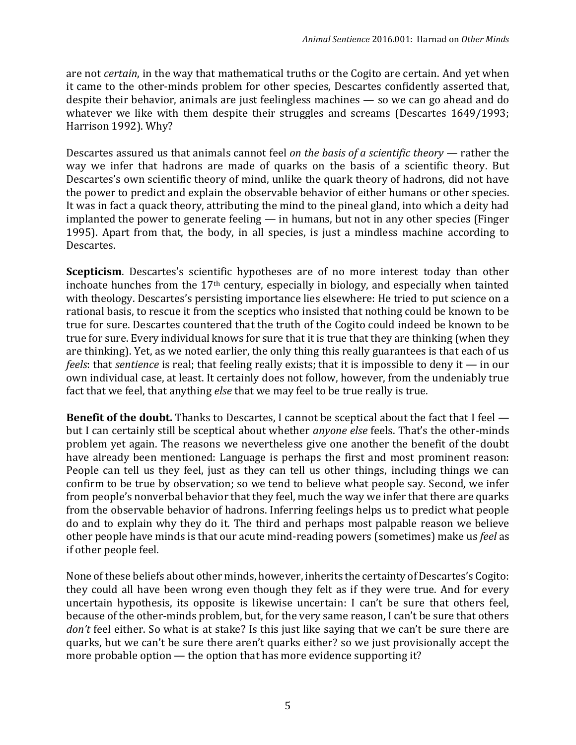are not *certain*, in the way that mathematical truths or the Cogito are certain. And yet when it came to the other-minds problem for other species, Descartes confidently asserted that, despite their behavior, animals are just feelingless machines — so we can go ahead and do whatever we like with them despite their struggles and screams (Descartes 1649/1993; Harrison 1992). Why?

Descartes assured us that animals cannot feel *on the basis of a scientific theory* — rather the way we infer that hadrons are made of quarks on the basis of a scientific theory. But Descartes's own scientific theory of mind, unlike the quark theory of hadrons, did not have the power to predict and explain the observable behavior of either humans or other species. It was in fact a quack theory, attributing the mind to the pineal gland, into which a deity had implanted the power to generate feeling — in humans, but not in any other species (Finger 1995). Apart from that, the body, in all species, is just a mindless machine according to Descartes.

**Scepticism**. Descartes's scientific hypotheses are of no more interest today than other inchoate hunches from the 17th century, especially in biology, and especially when tainted with theology. Descartes's persisting importance lies elsewhere: He tried to put science on a rational basis, to rescue it from the sceptics who insisted that nothing could be known to be true for sure. Descartes countered that the truth of the Cogito could indeed be known to be true for sure. Every individual knows for sure that it is true that they are thinking (when they are thinking). Yet, as we noted earlier, the only thing this really guarantees is that each of us *feels*: that *sentience* is real; that feeling really exists; that it is impossible to deny it — in our own individual case, at least. It certainly does not follow, however, from the undeniably true fact that we feel, that anything *else* that we may feel to be true really is true.

**Benefit of the doubt.** Thanks to Descartes, I cannot be sceptical about the fact that I feel — but I can certainly still be sceptical about whether *anyone else* feels. That's the other-minds problem yet again. The reasons we nevertheless give one another the benefit of the doubt have already been mentioned: Language is perhaps the first and most prominent reason: People can tell us they feel, just as they can tell us other things, including things we can confirm to be true by observation; so we tend to believe what people say. Second, we infer from people's nonverbal behavior that they feel, much the way we infer that there are quarks from the observable behavior of hadrons. Inferring feelings helps us to predict what people do and to explain why they do it. The third and perhaps most palpable reason we believe other people have minds is that our acute mind-reading powers (sometimes) make us *feel* as if other people feel.

None of these beliefs about other minds, however, inherits the certainty of Descartes's Cogito: they could all have been wrong even though they felt as if they were true. And for every uncertain hypothesis, its opposite is likewise uncertain: I can't be sure that others feel, because of the other-minds problem, but, for the very same reason, I can't be sure that others *don't* feel either. So what is at stake? Is this just like saying that we can't be sure there are quarks, but we can't be sure there aren't quarks either? so we just provisionally accept the more probable option — the option that has more evidence supporting it?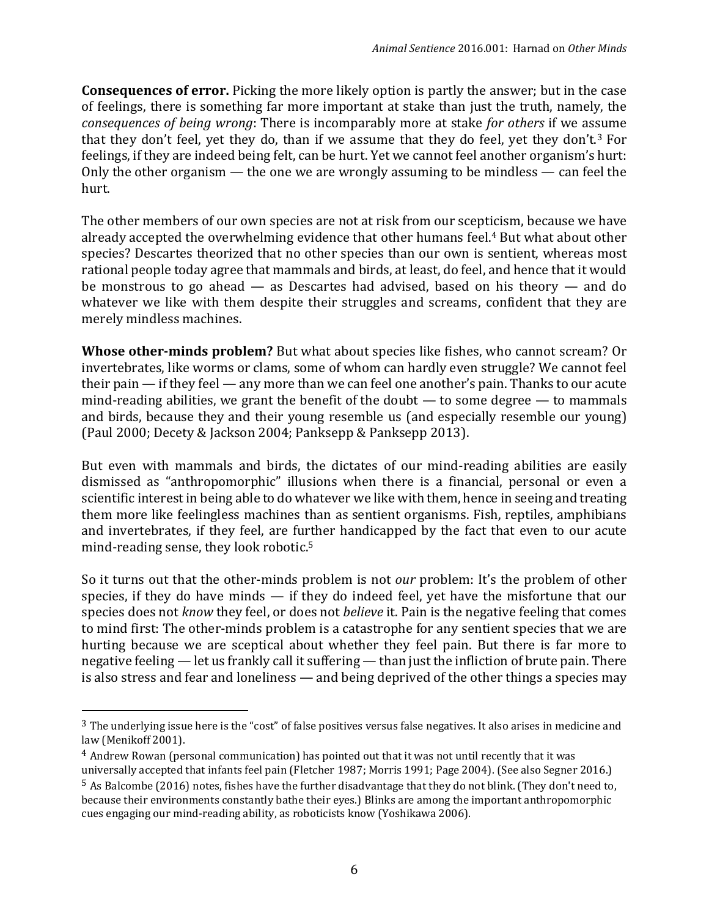**Consequences of error.** Picking the more likely option is partly the answer; but in the case of feelings, there is something far more important at stake than just the truth, namely, the *consequences of being wrong*: There is incomparably more at stake *for others* if we assume that they don't feel, yet they do, than if we assume that they do feel, yet they don't.[3] For feelings, if they are indeed being felt, can be hurt. Yet we cannot feel another organism's hurt: Only the other organism — the one we are wrongly assuming to be mindless — can feel the hurt.

The other members of our own species are not at risk from our scepticism, because we have already accepted the overwhelming evidence that other humans feel.[4] But what about other species? Descartes theorized that no other species than our own is sentient, whereas most rational people today agree that mammals and birds, at least, do feel, and hence that it would be monstrous to go ahead — as Descartes had advised, based on his theory — and do whatever we like with them despite their struggles and screams, confident that they are merely mindless machines.

**Whose other-minds problem?** But what about species like fishes, who cannot scream? Or invertebrates, like worms or clams, some of whom can hardly even struggle? We cannot feel their pain — if they feel — any more than we can feel one another's pain. Thanks to our acute mind-reading abilities, we grant the benefit of the doubt — to some degree — to mammals and birds, because they and their young resemble us (and especially resemble our young) (Paul 2000; Decety & Jackson 2004; Panksepp & Panksepp 2013).

But even with mammals and birds, the dictates of our mind-reading abilities are easily dismissed as "anthropomorphic" illusions when there is a financial, personal or even a scientific interest in being able to do whatever we like with them, hence in seeing and treating them more like feelingless machines than as sentient organisms. Fish, reptiles, amphibians and invertebrates, if they feel, are further handicapped by the fact that even to our acute mind-reading sense, they look robotic.[5]

So it turns out that the other-minds problem is not *our* problem: It's the problem of other species, if they do have minds — if they do indeed feel, yet have the misfortune that our species does not *know* they feel, or does not *believe* it. Pain is the negative feeling that comes to mind first: The other-minds problem is a catastrophe for any sentient species that we are hurting because we are sceptical about whether they feel pain. But there is far more to negative feeling — let us frankly call it suffering — than just the infliction of brute pain. There is also stress and fear and loneliness — and being deprived of the other things a species may

---

[3] The underlying issue here is the "cost" of false positives versus false negatives. It also arises in medicine and law (Menikoff 2001).

[4] Andrew Rowan (personal communication) has pointed out that it was not until recently that it was universally accepted that infants feel pain (Fletcher 1987; Morris 1991; Page 2004). (See also Segner 2016.)

[5] As Balcombe (2016) notes, fishes have the further disadvantage that they do not blink. (They don't need to, because their environments constantly bathe their eyes.) Blinks are among the important anthropomorphic cues engaging our mind-reading ability, as roboticists know (Yoshikawa 2006).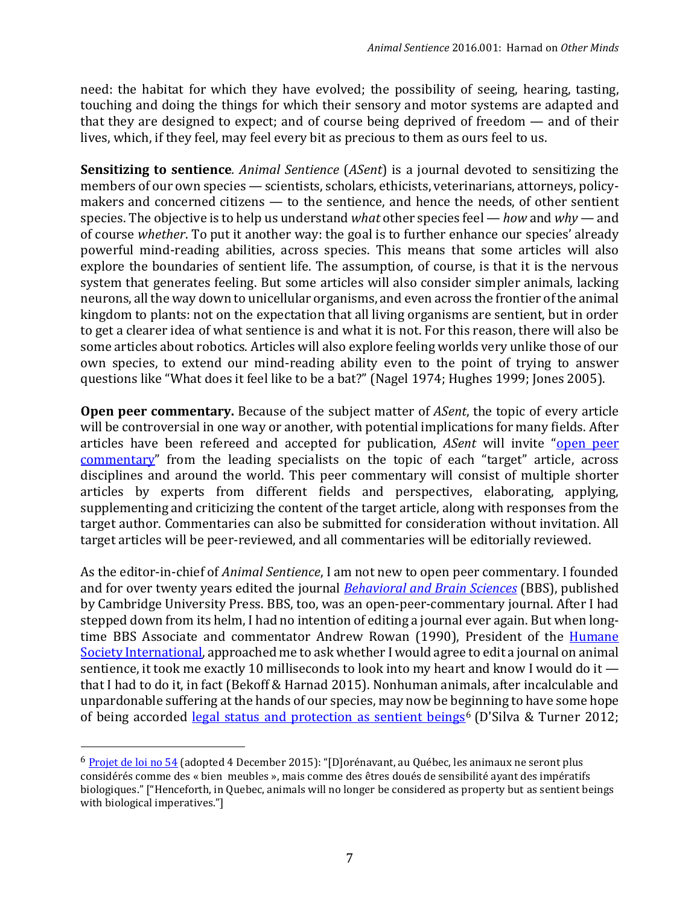need: the habitat for which they have evolved; the possibility of seeing, hearing, tasting, touching and doing the things for which their sensory and motor systems are adapted and that they are designed to expect; and of course being deprived of freedom — and of their lives, which, if they feel, may feel every bit as precious to them as ours feel to us.

**Sensitizing to sentience***.* *Animal Sentience* (*ASent*) is a journal devoted to sensitizing the members of our own species — scientists, scholars, ethicists, veterinarians, attorneys, policy-makers and concerned citizens — to the sentience, and hence the needs, of other sentient species. The objective is to help us understand *what* other species feel — *how* and *why* — and of course *whether*. To put it another way: the goal is to further enhance our species' already powerful mind-reading abilities, across species. This means that some articles will also explore the boundaries of sentient life. The assumption, of course, is that it is the nervous system that generates feeling. But some articles will also consider simpler animals, lacking neurons, all the way down to unicellular organisms, and even across the frontier of the animal kingdom to plants: not on the expectation that all living organisms are sentient, but in order to get a clearer idea of what sentience is and what it is not. For this reason, there will also be some articles about robotics. Articles will also explore feeling worlds very unlike those of our own species, to extend our mind-reading ability even to the point of trying to answer questions like "What does it feel like to be a bat?" (Nagel 1974; Hughes 1999; Jones 2005).

**Open peer commentary.** Because of the subject matter of *ASent*, the topic of every article will be controversial in one way or another, with potential implications for many fields. After articles have been refereed and accepted for publication, *ASent* will invite "open peer commentary" from the leading specialists on the topic of each "target" article, across disciplines and around the world. This peer commentary will consist of multiple shorter articles by experts from different fields and perspectives, elaborating, applying, supplementing and criticizing the content of the target article, along with responses from the target author. Commentaries can also be submitted for consideration without invitation. All target articles will be peer-reviewed, and all commentaries will be editorially reviewed.

As the editor-in-chief of *Animal Sentience*, I am not new to open peer commentary. I founded and for over twenty years edited the journal *Behavioral and Brain Sciences* (BBS), published by Cambridge University Press. BBS, too, was an open-peer-commentary journal. After I had stepped down from its helm, I had no intention of editing a journal ever again. But when long-time BBS Associate and commentator Andrew Rowan (1990), President of the Humane Society International, approached me to ask whether I would agree to edit a journal on animal sentience, it took me exactly 10 milliseconds to look into my heart and know I would do it — that I had to do it, in fact (Bekoff & Harnad 2015). Nonhuman animals, after incalculable and unpardonable suffering at the hands of our species, may now be beginning to have some hope of being accorded legal status and protection as sentient beings[6] (D'Silva & Turner 2012;

[6] Projet de loi no 54 (adopted 4 December 2015): "[D]orénavant, au Québec, les animaux ne seront plus considérés comme des « bien meubles », mais comme des êtres doués de sensibilité ayant des impératifs biologiques." ["Henceforth, in Quebec, animals will no longer be considered as property but as sentient beings with biological imperatives."]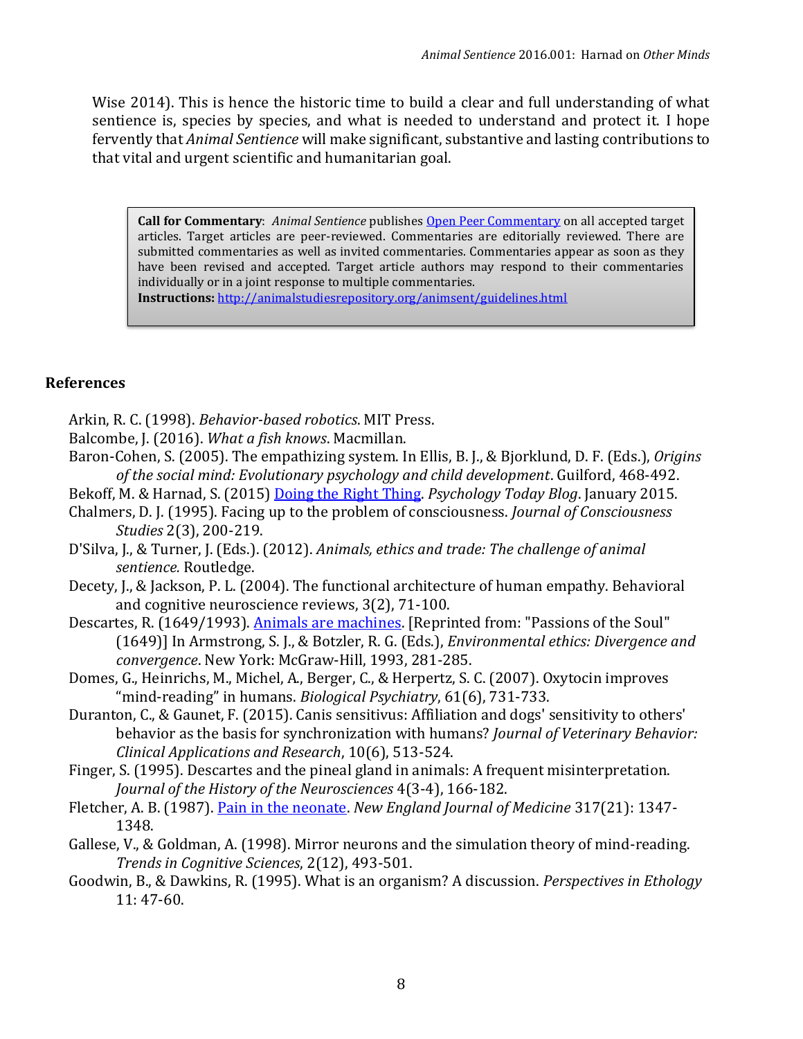Wise 2014). This is hence the historic time to build a clear and full understanding of what sentience is, species by species, and what is needed to understand and protect it. I hope fervently that *Animal Sentience* will make significant, substantive and lasting contributions to that vital and urgent scientific and humanitarian goal.

> **Call for Commentary**: *Animal Sentience* publishes Open Peer Commentary on all accepted target articles. Target articles are peer-reviewed. Commentaries are editorially reviewed. There are submitted commentaries as well as invited commentaries. Commentaries appear as soon as they have been revised and accepted. Target article authors may respond to their commentaries individually or in a joint response to multiple commentaries.
> **Instructions:** http://animalstudiesrepository.org/animsent/guidelines.html

## References

Arkin, R. C. (1998). *Behavior-based robotics*. MIT Press.

Balcombe, J. (2016). *What a fish knows*. Macmillan.

Baron-Cohen, S. (2005). The empathizing system. In Ellis, B. J., & Bjorklund, D. F. (Eds.), *Origins of the social mind: Evolutionary psychology and child development*. Guilford, 468-492.

Bekoff, M. & Harnad, S. (2015) Doing the Right Thing. *Psychology Today Blog*. January 2015.

Chalmers, D. J. (1995). Facing up to the problem of consciousness. *Journal of Consciousness Studies* 2(3), 200-219.

D'Silva, J., & Turner, J. (Eds.). (2012). *Animals, ethics and trade: The challenge of animal sentience.* Routledge.

Decety, J., & Jackson, P. L. (2004). The functional architecture of human empathy. Behavioral and cognitive neuroscience reviews, 3(2), 71-100.

Descartes, R. (1649/1993). Animals are machines. [Reprinted from: "Passions of the Soul" (1649)] In Armstrong, S. J., & Botzler, R. G. (Eds.), *Environmental ethics: Divergence and convergence*. New York: McGraw-Hill, 1993, 281-285.

Domes, G., Heinrichs, M., Michel, A., Berger, C., & Herpertz, S. C. (2007). Oxytocin improves "mind-reading" in humans. *Biological Psychiatry*, 61(6), 731-733.

Duranton, C., & Gaunet, F. (2015). Canis sensitivus: Affiliation and dogs' sensitivity to others' behavior as the basis for synchronization with humans? *Journal of Veterinary Behavior: Clinical Applications and Research*, 10(6), 513-524.

Finger, S. (1995). Descartes and the pineal gland in animals: A frequent misinterpretation. *Journal of the History of the Neurosciences* 4(3-4), 166-182.

Fletcher, A. B. (1987). Pain in the neonate. *New England Journal of Medicine* 317(21): 1347-1348.

Gallese, V., & Goldman, A. (1998). Mirror neurons and the simulation theory of mind-reading. *Trends in Cognitive Sciences*, 2(12), 493-501.

Goodwin, B., & Dawkins, R. (1995). What is an organism? A discussion. *Perspectives in Ethology* 11: 47-60.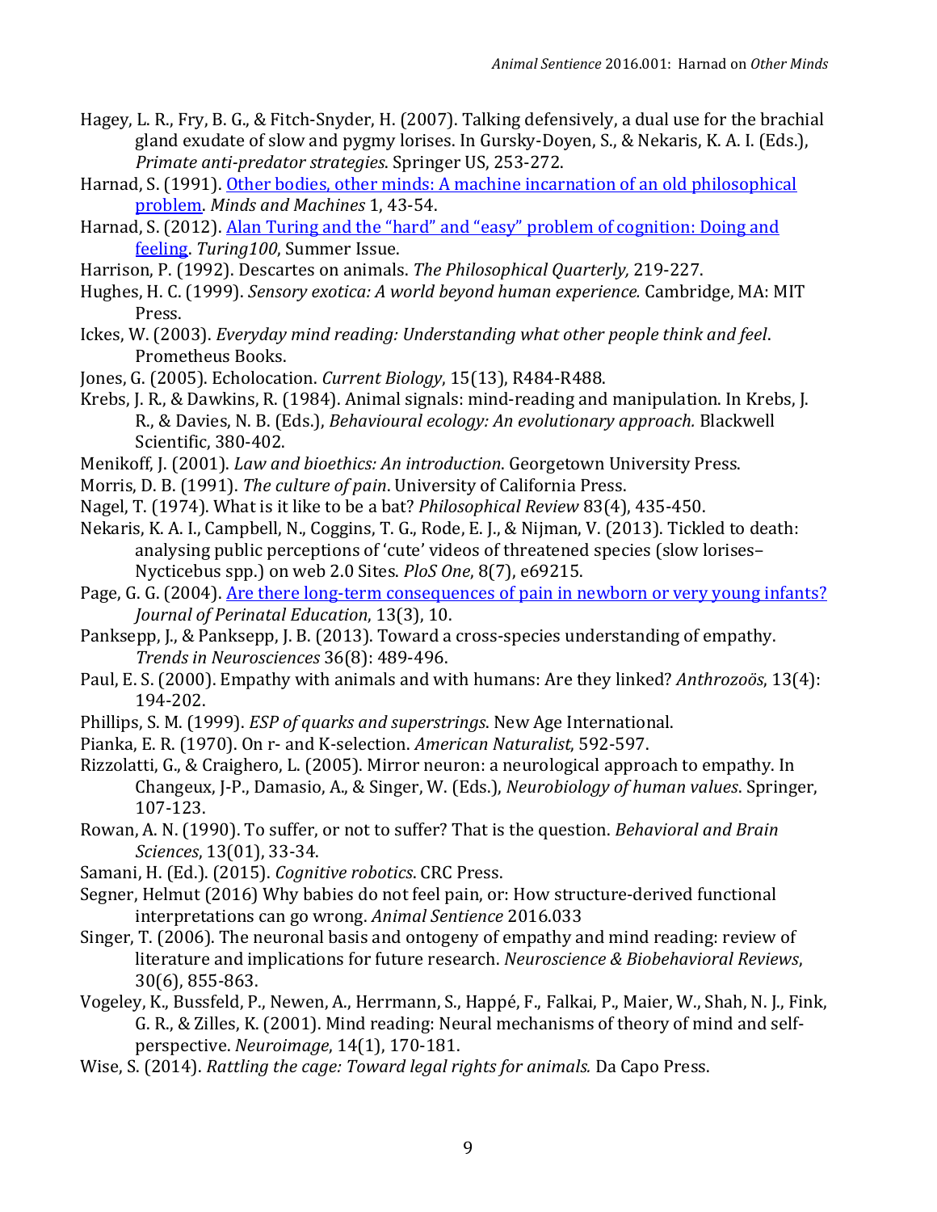Hagey, L. R., Fry, B. G., & Fitch-Snyder, H. (2007). Talking defensively, a dual use for the brachial gland exudate of slow and pygmy lorises. In Gursky-Doyen, S., & Nekaris, K. A. I. (Eds.), *Primate anti-predator strategies*. Springer US, 253-272.

Harnad, S. (1991). [Other bodies, other minds: A machine incarnation of an old philosophical problem](). *Minds and Machines* 1, 43-54.

Harnad, S. (2012). [Alan Turing and the "hard" and "easy" problem of cognition: Doing and feeling](). *Turing100*, Summer Issue.

Harrison, P. (1992). Descartes on animals. *The Philosophical Quarterly,* 219-227.

Hughes, H. C. (1999). *Sensory exotica: A world beyond human experience.* Cambridge, MA: MIT Press.

Ickes, W. (2003). *Everyday mind reading: Understanding what other people think and feel*. Prometheus Books.

Jones, G. (2005). Echolocation. *Current Biology*, 15(13), R484-R488.

Krebs, J. R., & Dawkins, R. (1984). Animal signals: mind-reading and manipulation. In Krebs, J. R., & Davies, N. B. (Eds.), *Behavioural ecology: An evolutionary approach.* Blackwell Scientific, 380-402.

Menikoff, J. (2001). *Law and bioethics: An introduction*. Georgetown University Press.

Morris, D. B. (1991). *The culture of pain*. University of California Press.

Nagel, T. (1974). What is it like to be a bat? *Philosophical Review* 83(4), 435-450.

Nekaris, K. A. I., Campbell, N., Coggins, T. G., Rode, E. J., & Nijman, V. (2013). Tickled to death: analysing public perceptions of 'cute' videos of threatened species (slow lorises–Nycticebus spp.) on web 2.0 Sites. *PloS One*, 8(7), e69215.

Page, G. G. (2004). [Are there long-term consequences of pain in newborn or very young infants?]() *Journal of Perinatal Education*, 13(3), 10.

Panksepp, J., & Panksepp, J. B. (2013). Toward a cross-species understanding of empathy. *Trends in Neurosciences* 36(8): 489-496.

Paul, E. S. (2000). Empathy with animals and with humans: Are they linked? *Anthrozoös*, 13(4): 194-202.

Phillips, S. M. (1999). *ESP of quarks and superstrings*. New Age International.

Pianka, E. R. (1970). On r- and K-selection. *American Naturalist*, 592-597.

Rizzolatti, G., & Craighero, L. (2005). Mirror neuron: a neurological approach to empathy. In Changeux, J-P., Damasio, A., & Singer, W. (Eds.), *Neurobiology of human values*. Springer, 107-123.

Rowan, A. N. (1990). To suffer, or not to suffer? That is the question. *Behavioral and Brain Sciences*, 13(01), 33-34.

Samani, H. (Ed.). (2015). *Cognitive robotics*. CRC Press.

Segner, Helmut (2016) Why babies do not feel pain, or: How structure-derived functional interpretations can go wrong. *Animal Sentience* 2016.033

Singer, T. (2006). The neuronal basis and ontogeny of empathy and mind reading: review of literature and implications for future research. *Neuroscience & Biobehavioral Reviews*, 30(6), 855-863.

Vogeley, K., Bussfeld, P., Newen, A., Herrmann, S., Happé, F., Falkai, P., Maier, W., Shah, N. J., Fink, G. R., & Zilles, K. (2001). Mind reading: Neural mechanisms of theory of mind and self-perspective. *Neuroimage*, 14(1), 170-181.

Wise, S. (2014). *Rattling the cage: Toward legal rights for animals.* Da Capo Press.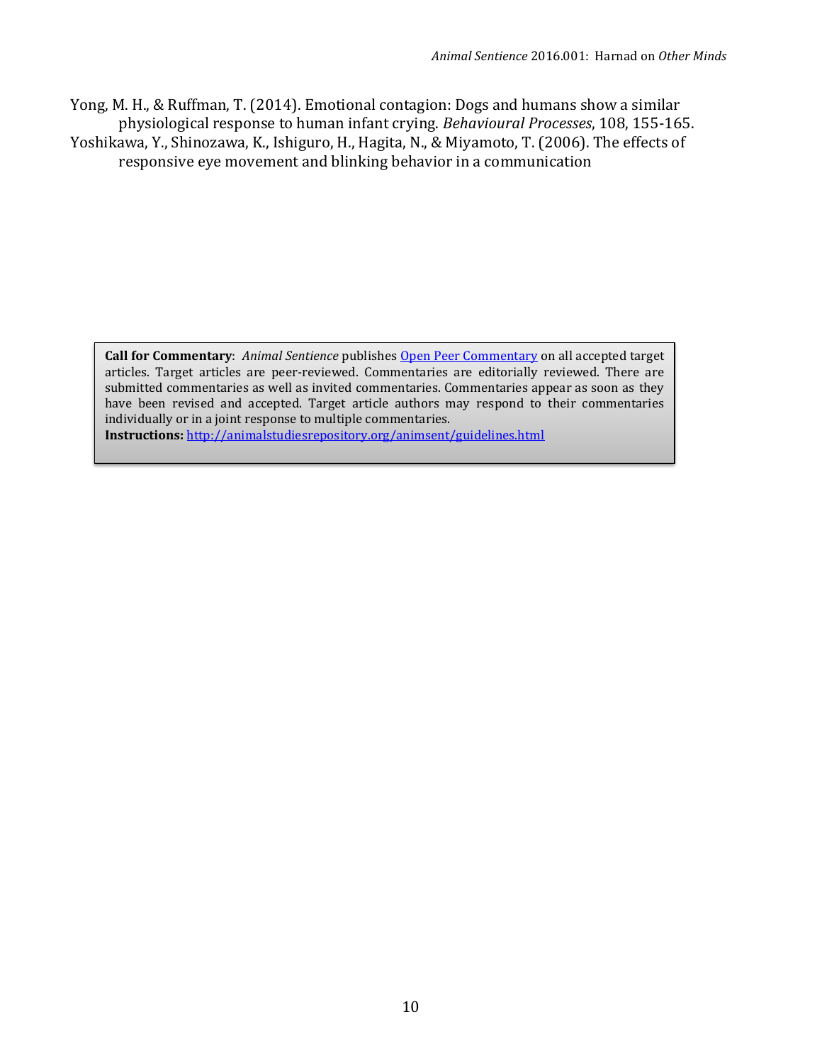Yong, M. H., & Ruffman, T. (2014). Emotional contagion: Dogs and humans show a similar physiological response to human infant crying. *Behavioural Processes*, 108, 155-165.

Yoshikawa, Y., Shinozawa, K., Ishiguro, H., Hagita, N., & Miyamoto, T. (2006). The effects of responsive eye movement and blinking behavior in a communication

**Call for Commentary**: *Animal Sentience* publishes Open Peer Commentary on all accepted target articles. Target articles are peer-reviewed. Commentaries are editorially reviewed. There are submitted commentaries as well as invited commentaries. Commentaries appear as soon as they have been revised and accepted. Target article authors may respond to their commentaries individually or in a joint response to multiple commentaries.

**Instructions:** http://animalstudiesrepository.org/animsent/guidelines.html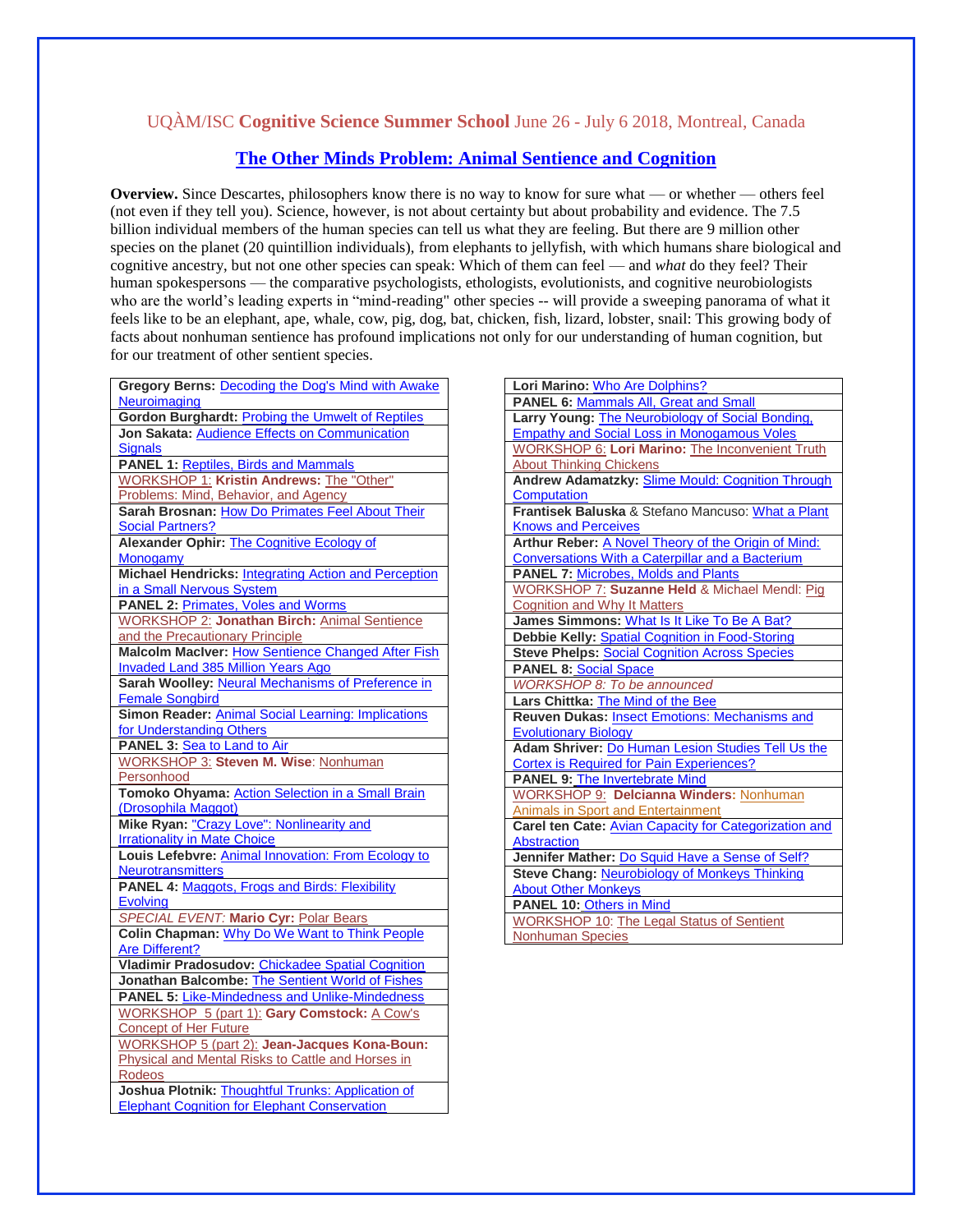UQÀM/ISC **Cognitive Science Summer School** June 26 - July 6 2018, Montreal, Canada

## The Other Minds Problem: Animal Sentience and Cognition

**Overview.** Since Descartes, philosophers know there is no way to know for sure what — or whether — others feel (not even if they tell you). Science, however, is not about certainty but about probability and evidence. The 7.5 billion individual members of the human species can tell us what they are feeling. But there are 9 million other species on the planet (20 quintillion individuals), from elephants to jellyfish, with which humans share biological and cognitive ancestry, but not one other species can speak: Which of them can feel — and *what* do they feel? Their human spokespersons — the comparative psychologists, ethologists, evolutionists, and cognitive neurobiologists who are the world's leading experts in "mind-reading" other species -- will provide a sweeping panorama of what it feels like to be an elephant, ape, whale, cow, pig, dog, bat, chicken, fish, lizard, lobster, snail: This growing body of facts about nonhuman sentience has profound implications not only for our understanding of human cognition, but for our treatment of other sentient species.

| |
|---|
| **Gregory Berns:** Decoding the Dog's Mind with Awake Neuroimaging |
| **Gordon Burghardt:** Probing the Umwelt of Reptiles |
| **Jon Sakata:** Audience Effects on Communication Signals |
| **PANEL 1:** Reptiles, Birds and Mammals |
| WORKSHOP 1: **Kristin Andrews:** The "Other" Problems: Mind, Behavior, and Agency |
| **Sarah Brosnan:** How Do Primates Feel About Their Social Partners? |
| **Alexander Ophir:** The Cognitive Ecology of Monogamy |
| **Michael Hendricks:** Integrating Action and Perception in a Small Nervous System |
| **PANEL 2:** Primates, Voles and Worms |
| WORKSHOP 2: **Jonathan Birch:** Animal Sentience and the Precautionary Principle |
| **Malcolm MacIver:** How Sentience Changed After Fish Invaded Land 385 Million Years Ago |
| **Sarah Woolley:** Neural Mechanisms of Preference in Female Songbird |
| **Simon Reader:** Animal Social Learning: Implications for Understanding Others |
| **PANEL 3:** Sea to Land to Air |
| WORKSHOP 3: **Steven M. Wise**: Nonhuman Personhood |
| **Tomoko Ohyama:** Action Selection in a Small Brain (Drosophila Maggot) |
| **Mike Ryan:** "Crazy Love": Nonlinearity and Irrationality in Mate Choice |
| **Louis Lefebvre:** Animal Innovation: From Ecology to Neurotransmitters |
| **PANEL 4:** Maggots, Frogs and Birds: Flexibility Evolving |
| *SPECIAL EVENT:* **Mario Cyr:** Polar Bears |
| **Colin Chapman:** Why Do We Want to Think People Are Different? |
| **Vladimir Pradosudov:** Chickadee Spatial Cognition |
| **Jonathan Balcombe:** The Sentient World of Fishes |
| **PANEL 5:** Like-Mindedness and Unlike-Mindedness |
| WORKSHOP 5 (part 1): **Gary Comstock:** A Cow's Concept of Her Future |
| WORKSHOP 5 (part 2): **Jean-Jacques Kona-Boun:** Physical and Mental Risks to Cattle and Horses in Rodeos |
| **Joshua Plotnik:** Thoughtful Trunks: Application of Elephant Cognition for Elephant Conservation |

| |
|---|
| **Lori Marino:** Who Are Dolphins? |
| **PANEL 6:** Mammals All, Great and Small |
| **Larry Young:** The Neurobiology of Social Bonding, Empathy and Social Loss in Monogamous Voles |
| WORKSHOP 6: **Lori Marino:** The Inconvenient Truth About Thinking Chickens |
| **Andrew Adamatzky:** Slime Mould: Cognition Through Computation |
| **Frantisek Baluska** & Stefano Mancuso: What a Plant Knows and Perceives |
| **Arthur Reber:** A Novel Theory of the Origin of Mind: Conversations With a Caterpillar and a Bacterium |
| **PANEL 7:** Microbes, Molds and Plants |
| WORKSHOP 7: **Suzanne Held** & Michael Mendl: Pig Cognition and Why It Matters |
| **James Simmons:** What Is It Like To Be A Bat? |
| **Debbie Kelly:** Spatial Cognition in Food-Storing |
| **Steve Phelps:** Social Cognition Across Species |
| **PANEL 8:** Social Space |
| *WORKSHOP 8: To be announced* |
| **Lars Chittka:** The Mind of the Bee |
| **Reuven Dukas:** Insect Emotions: Mechanisms and Evolutionary Biology |
| **Adam Shriver:** Do Human Lesion Studies Tell Us the Cortex is Required for Pain Experiences? |
| **PANEL 9:** The Invertebrate Mind |
| WORKSHOP 9: **Delcianna Winders:** Nonhuman Animals in Sport and Entertainment |
| **Carel ten Cate:** Avian Capacity for Categorization and Abstraction |
| **Jennifer Mather:** Do Squid Have a Sense of Self? |
| **Steve Chang:** Neurobiology of Monkeys Thinking About Other Monkeys |
| **PANEL 10:** Others in Mind |
| WORKSHOP 10: The Legal Status of Sentient Nonhuman Species |